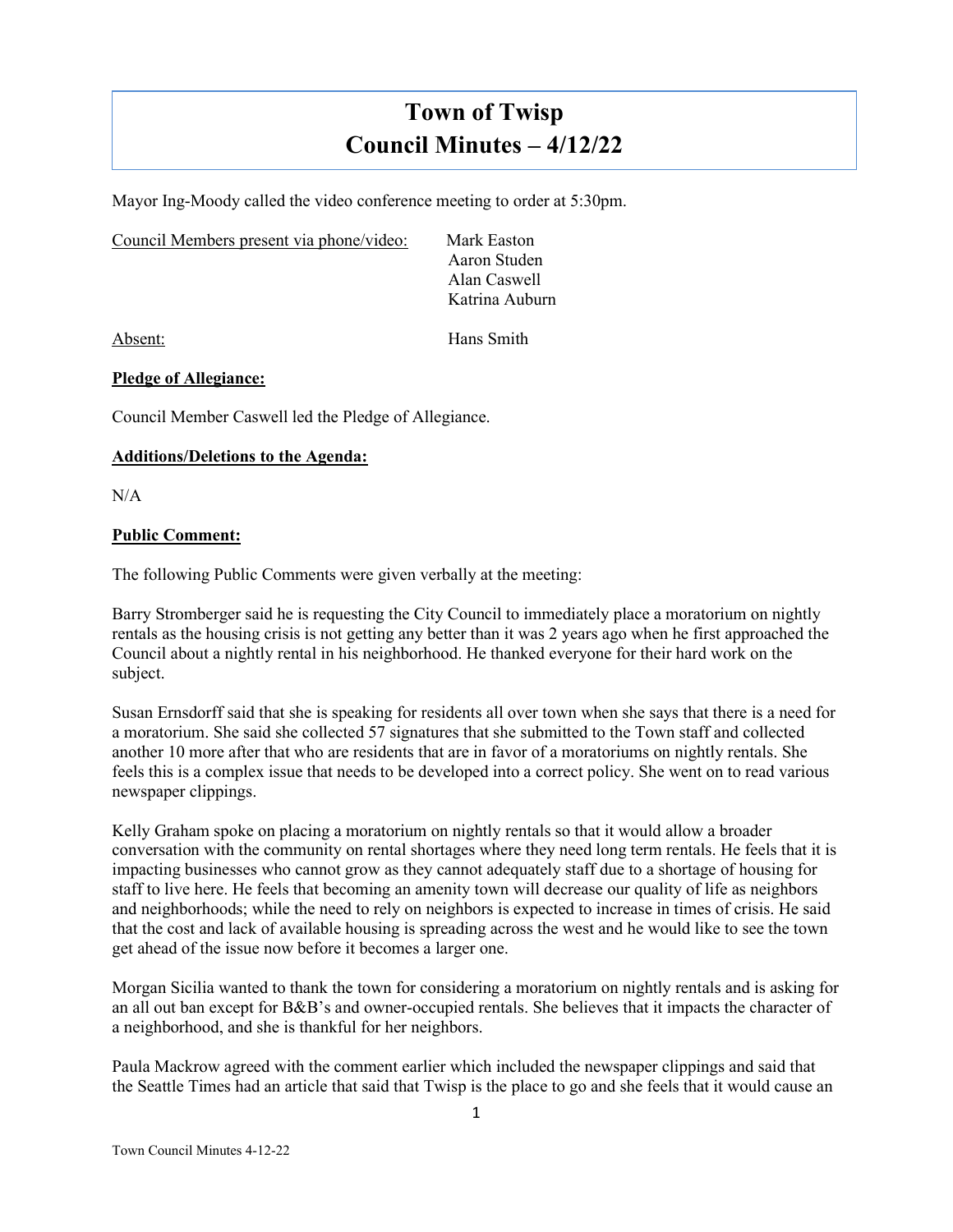# Town of Twisp
# Council Minutes – 4/12/22

Mayor Ing-Moody called the video conference meeting to order at 5:30pm.

| | |
|---|---|
| Council Members present via phone/video: | Mark Easton |
| | Aaron Studen |
| | Alan Caswell |
| | Katrina Auburn |
| Absent: | Hans Smith |

**Pledge of Allegiance:**

Council Member Caswell led the Pledge of Allegiance.

**Additions/Deletions to the Agenda:**

N/A

**Public Comment:**

The following Public Comments were given verbally at the meeting:

Barry Strombergr said he is requesting the City Council to immediately place a moratorium on nightly rentals as the housing crisis is not getting any better than it was 2 years ago when he first approached the Council about a nightly rental in his neighborhood. He thanked everyone for their hard work on the subject.

Susan Ernsdorff said that she is speaking for residents all over town when she says that there is a need for a moratorium. She said she collected 57 signatures that she submitted to the Town staff and collected another 10 more after that who are residents that are in favor of a moratoriums on nightly rentals. She feels this is a complex issue that needs to be developed into a correct policy. She went on to read various newspaper clippings.

Kelly Graham spoke on placing a moratorium on nightly rentals so that it would allow a broader conversation with the community on rental shortages where they need long term rentals. He feels that it is impacting businesses who cannot grow as they cannot adequately staff due to a shortage of housing for staff to live here. He feels that becoming an amenity town will decrease our quality of life as neighbors and neighborhoods; while the need to rely on neighbors is expected to increase in times of crisis. He said that the cost and lack of available housing is spreading across the west and he would like to see the town get ahead of the issue now before it becomes a larger one.

Morgan Sicilia wanted to thank the town for considering a moratorium on nightly rentals and is asking for an all out ban except for B&B's and owner-occupied rentals. She believes that it impacts the character of a neighborhood, and she is thankful for her neighbors.

Paula Mackrow agreed with the comment earlier which included the newspaper clippings and said that the Seattle Times had an article that said that Twisp is the place to go and she feels that it would cause an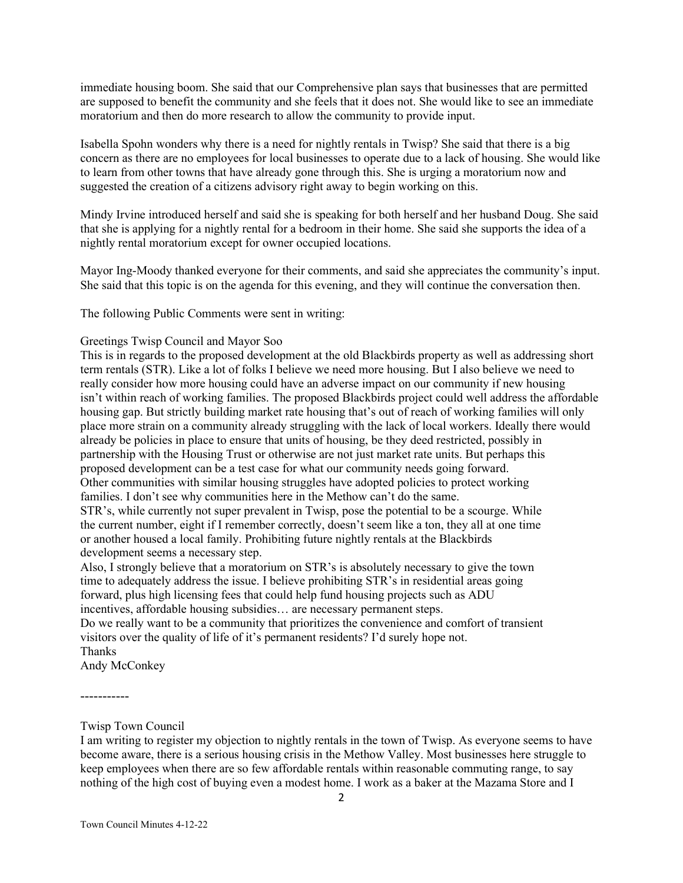immediate housing boom. She said that our Comprehensive plan says that businesses that are permitted are supposed to benefit the community and she feels that it does not. She would like to see an immediate moratorium and then do more research to allow the community to provide input.

Isabella Spohn wonders why there is a need for nightly rentals in Twisp? She said that there is a big concern as there are no employees for local businesses to operate due to a lack of housing. She would like to learn from other towns that have already gone through this. She is urging a moratorium now and suggested the creation of a citizens advisory right away to begin working on this.

Mindy Irvine introduced herself and said she is speaking for both herself and her husband Doug. She said that she is applying for a nightly rental for a bedroom in their home. She said she supports the idea of a nightly rental moratorium except for owner occupied locations.

Mayor Ing-Moody thanked everyone for their comments, and said she appreciates the community's input. She said that this topic is on the agenda for this evening, and they will continue the conversation then.

The following Public Comments were sent in writing:

Greetings Twisp Council and Mayor Soo
This is in regards to the proposed development at the old Blackbirds property as well as addressing short term rentals (STR). Like a lot of folks I believe we need more housing. But I also believe we need to really consider how more housing could have an adverse impact on our community if new housing isn't within reach of working families. The proposed Blackbirds project could well address the affordable housing gap. But strictly building market rate housing that's out of reach of working families will only place more strain on a community already struggling with the lack of local workers. Ideally there would already be policies in place to ensure that units of housing, be they deed restricted, possibly in partnership with the Housing Trust or otherwise are not just market rate units. But perhaps this proposed development can be a test case for what our community needs going forward.
Other communities with similar housing struggles have adopted policies to protect working families. I don't see why communities here in the Methow can't do the same.
STR's, while currently not super prevalent in Twisp, pose the potential to be a scourge. While the current number, eight if I remember correctly, doesn't seem like a ton, they all at one time or another housed a local family. Prohibiting future nightly rentals at the Blackbirds development seems a necessary step.
Also, I strongly believe that a moratorium on STR's is absolutely necessary to give the town time to adequately address the issue. I believe prohibiting STR's in residential areas going forward, plus high licensing fees that could help fund housing projects such as ADU incentives, affordable housing subsidies… are necessary permanent steps.
Do we really want to be a community that prioritizes the convenience and comfort of transient visitors over the quality of life of it's permanent residents? I'd surely hope not.
Thanks
Andy McConkey

-----------

Twisp Town Council
I am writing to register my objection to nightly rentals in the town of Twisp. As everyone seems to have become aware, there is a serious housing crisis in the Methow Valley. Most businesses here struggle to keep employees when there are so few affordable rentals within reasonable commuting range, to say nothing of the high cost of buying even a modest home. I work as a baker at the Mazama Store and I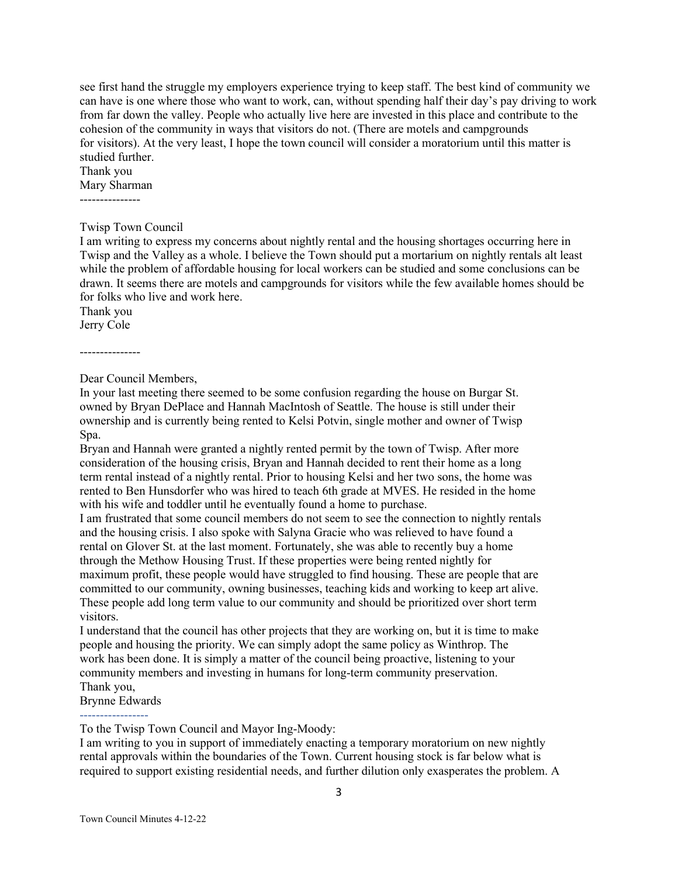see first hand the struggle my employers experience trying to keep staff. The best kind of community we can have is one where those who want to work, can, without spending half their day's pay driving to work from far down the valley. People who actually live here are invested in this place and contribute to the cohesion of the community in ways that visitors do not. (There are motels and campgrounds for visitors). At the very least, I hope the town council will consider a moratorium until this matter is studied further.
Thank you
Mary Sharman

---------------

Twisp Town Council
I am writing to express my concerns about nightly rental and the housing shortages occurring here in Twisp and the Valley as a whole. I believe the Town should put a mortarium on nightly rentals alt least while the problem of affordable housing for local workers can be studied and some conclusions can be drawn. It seems there are motels and campgrounds for visitors while the few available homes should be for folks who live and work here.
Thank you
Jerry Cole

---------------

Dear Council Members,
In your last meeting there seemed to be some confusion regarding the house on Burgar St. owned by Bryan DePlace and Hannah MacIntosh of Seattle. The house is still under their ownership and is currently being rented to Kelsi Potvin, single mother and owner of Twisp Spa.
Bryan and Hannah were granted a nightly rented permit by the town of Twisp. After more consideration of the housing crisis, Bryan and Hannah decided to rent their home as a long term rental instead of a nightly rental. Prior to housing Kelsi and her two sons, the home was rented to Ben Hunsdorfer who was hired to teach 6th grade at MVES. He resided in the home with his wife and toddler until he eventually found a home to purchase.
I am frustrated that some council members do not seem to see the connection to nightly rentals and the housing crisis. I also spoke with Salyna Gracie who was relieved to have found a rental on Glover St. at the last moment. Fortunately, she was able to recently buy a home through the Methow Housing Trust. If these properties were being rented nightly for maximum profit, these people would have struggled to find housing. These are people that are committed to our community, owning businesses, teaching kids and working to keep art alive. These people add long term value to our community and should be prioritized over short term visitors.
I understand that the council has other projects that they are working on, but it is time to make people and housing the priority. We can simply adopt the same policy as Winthrop. The work has been done. It is simply a matter of the council being proactive, listening to your community members and investing in humans for long-term community preservation.
Thank you,
Brynne Edwards

-----------------

To the Twisp Town Council and Mayor Ing-Moody:
I am writing to you in support of immediately enacting a temporary moratorium on new nightly rental approvals within the boundaries of the Town. Current housing stock is far below what is required to support existing residential needs, and further dilution only exasperates the problem. A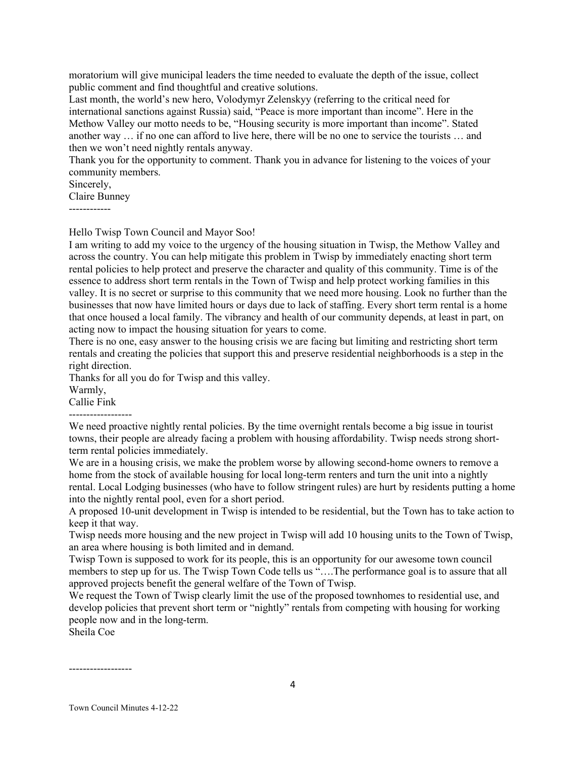moratorium will give municipal leaders the time needed to evaluate the depth of the issue, collect public comment and find thoughtful and creative solutions.

Last month, the world's new hero, Volodymyr Zelenskyy (referring to the critical need for international sanctions against Russia) said, "Peace is more important than income". Here in the Methow Valley our motto needs to be, "Housing security is more important than income". Stated another way … if no one can afford to live here, there will be no one to service the tourists … and then we won't need nightly rentals anyway.

Thank you for the opportunity to comment. Thank you in advance for listening to the voices of your community members.

Sincerely,
Claire Bunney

------------

Hello Twisp Town Council and Mayor Soo!

I am writing to add my voice to the urgency of the housing situation in Twisp, the Methow Valley and across the country. You can help mitigate this problem in Twisp by immediately enacting short term rental policies to help protect and preserve the character and quality of this community. Time is of the essence to address short term rentals in the Town of Twisp and help protect working families in this valley. It is no secret or surprise to this community that we need more housing. Look no further than the businesses that now have limited hours or days due to lack of staffing. Every short term rental is a home that once housed a local family. The vibrancy and health of our community depends, at least in part, on acting now to impact the housing situation for years to come.

There is no one, easy answer to the housing crisis we are facing but limiting and restricting short term rentals and creating the policies that support this and preserve residential neighborhoods is a step in the right direction.

Thanks for all you do for Twisp and this valley.

Warmly,
Callie Fink

------------------

We need proactive nightly rental policies. By the time overnight rentals become a big issue in tourist towns, their people are already facing a problem with housing affordability. Twisp needs strong short-term rental policies immediately.

We are in a housing crisis, we make the problem worse by allowing second-home owners to remove a home from the stock of available housing for local long-term renters and turn the unit into a nightly rental. Local Lodging businesses (who have to follow stringent rules) are hurt by residents putting a home into the nightly rental pool, even for a short period.

A proposed 10-unit development in Twisp is intended to be residential, but the Town has to take action to keep it that way.

Twisp needs more housing and the new project in Twisp will add 10 housing units to the Town of Twisp, an area where housing is both limited and in demand.

Twisp Town is supposed to work for its people, this is an opportunity for our awesome town council members to step up for us. The Twisp Town Code tells us "….The performance goal is to assure that all approved projects benefit the general welfare of the Town of Twisp.

We request the Town of Twisp clearly limit the use of the proposed townhomes to residential use, and develop policies that prevent short term or "nightly" rentals from competing with housing for working people now and in the long-term.

Sheila Coe

------------------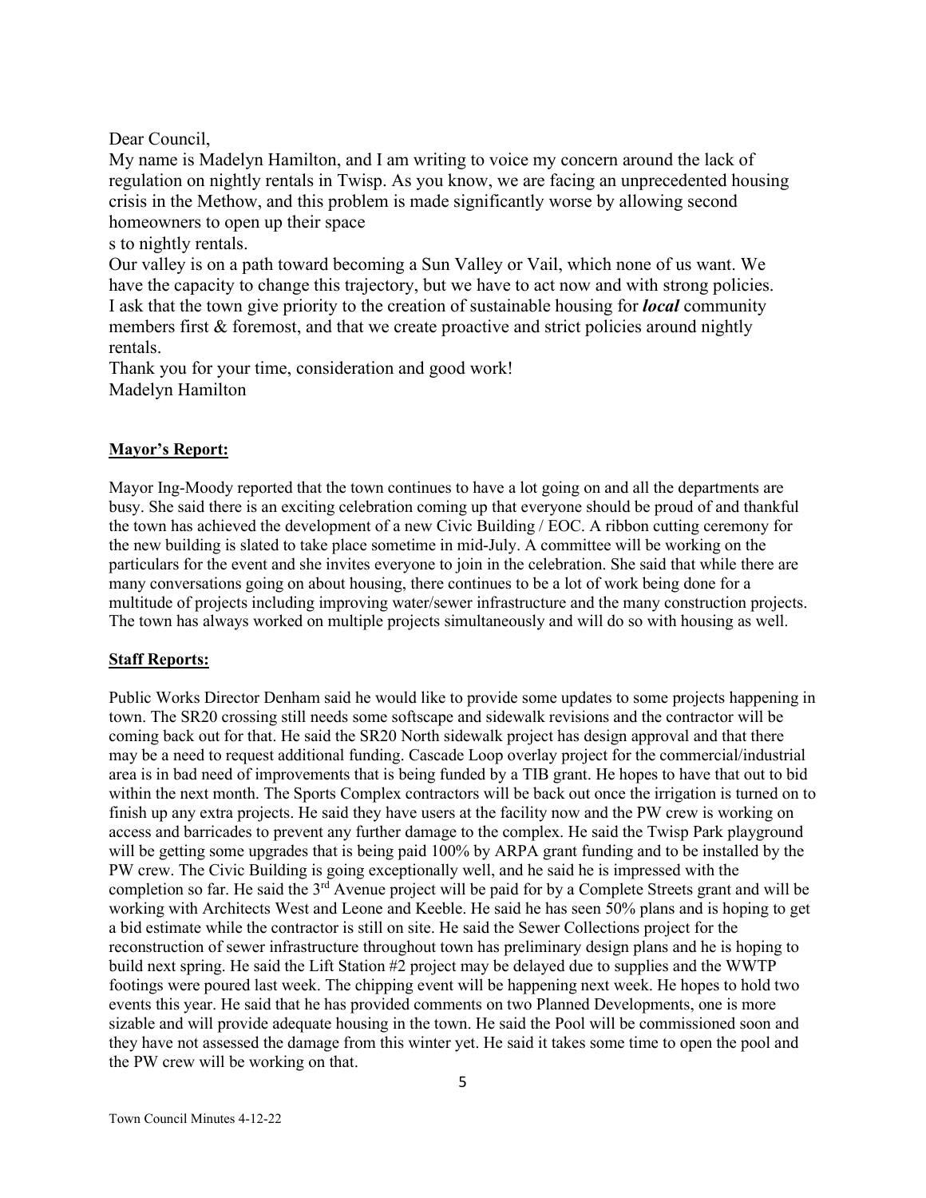Dear Council,

My name is Madelyn Hamilton, and I am writing to voice my concern around the lack of regulation on nightly rentals in Twisp. As you know, we are facing an unprecedented housing crisis in the Methow, and this problem is made significantly worse by allowing second homeowners to open up their space

s to nightly rentals.

Our valley is on a path toward becoming a Sun Valley or Vail, which none of us want. We have the capacity to change this trajectory, but we have to act now and with strong policies. I ask that the town give priority to the creation of sustainable housing for ***local*** community members first & foremost, and that we create proactive and strict policies around nightly rentals.

Thank you for your time, consideration and good work!

Madelyn Hamilton

**Mayor's Report:**

Mayor Ing-Moody reported that the town continues to have a lot going on and all the departments are busy. She said there is an exciting celebration coming up that everyone should be proud of and thankful the town has achieved the development of a new Civic Building / EOC. A ribbon cutting ceremony for the new building is slated to take place sometime in mid-July. A committee will be working on the particulars for the event and she invites everyone to join in the celebration. She said that while there are many conversations going on about housing, there continues to be a lot of work being done for a multitude of projects including improving water/sewer infrastructure and the many construction projects. The town has always worked on multiple projects simultaneously and will do so with housing as well.

**Staff Reports:**

Public Works Director Denham said he would like to provide some updates to some projects happening in town. The SR20 crossing still needs some softscape and sidewalk revisions and the contractor will be coming back out for that. He said the SR20 North sidewalk project has design approval and that there may be a need to request additional funding. Cascade Loop overlay project for the commercial/industrial area is in bad need of improvements that is being funded by a TIB grant. He hopes to have that out to bid within the next month. The Sports Complex contractors will be back out once the irrigation is turned on to finish up any extra projects. He said they have users at the facility now and the PW crew is working on access and barricades to prevent any further damage to the complex. He said the Twisp Park playground will be getting some upgrades that is being paid 100% by ARPA grant funding and to be installed by the PW crew. The Civic Building is going exceptionally well, and he said he is impressed with the completion so far. He said the 3rd Avenue project will be paid for by a Complete Streets grant and will be working with Architects West and Leone and Keeble. He said he has seen 50% plans and is hoping to get a bid estimate while the contractor is still on site. He said the Sewer Collections project for the reconstruction of sewer infrastructure throughout town has preliminary design plans and he is hoping to build next spring. He said the Lift Station #2 project may be delayed due to supplies and the WWTP footings were poured last week. The chipping event will be happening next week. He hopes to hold two events this year. He said that he has provided comments on two Planned Developments, one is more sizable and will provide adequate housing in the town. He said the Pool will be commissioned soon and they have not assessed the damage from this winter yet. He said it takes some time to open the pool and the PW crew will be working on that.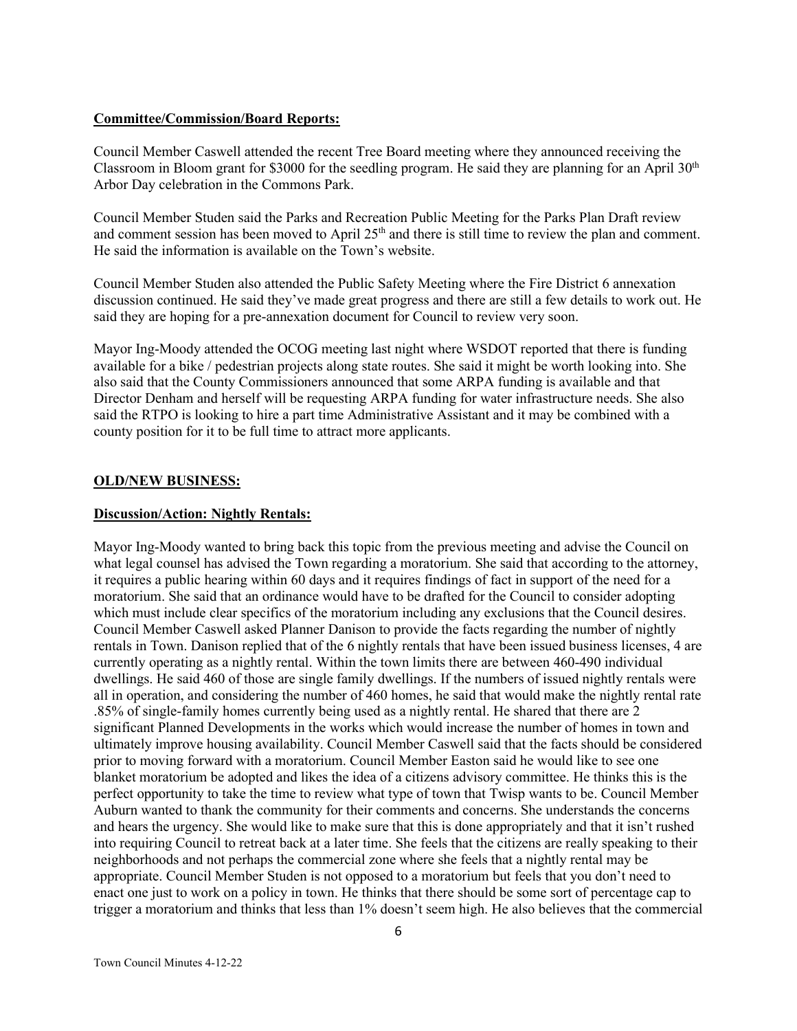**Committee/Commission/Board Reports:**

Council Member Caswell attended the recent Tree Board meeting where they announced receiving the Classroom in Bloom grant for $3000 for the seedling program. He said they are planning for an April 30th Arbor Day celebration in the Commons Park.

Council Member Studen said the Parks and Recreation Public Meeting for the Parks Plan Draft review and comment session has been moved to April 25th and there is still time to review the plan and comment. He said the information is available on the Town's website.

Council Member Studen also attended the Public Safety Meeting where the Fire District 6 annexation discussion continued. He said they've made great progress and there are still a few details to work out. He said they are hoping for a pre-annexation document for Council to review very soon.

Mayor Ing-Moody attended the OCOG meeting last night where WSDOT reported that there is funding available for a bike / pedestrian projects along state routes. She said it might be worth looking into. She also said that the County Commissioners announced that some ARPA funding is available and that Director Denham and herself will be requesting ARPA funding for water infrastructure needs. She also said the RTPO is looking to hire a part time Administrative Assistant and it may be combined with a county position for it to be full time to attract more applicants.

**OLD/NEW BUSINESS:**

**Discussion/Action: Nightly Rentals:**

Mayor Ing-Moody wanted to bring back this topic from the previous meeting and advise the Council on what legal counsel has advised the Town regarding a moratorium. She said that according to the attorney, it requires a public hearing within 60 days and it requires findings of fact in support of the need for a moratorium. She said that an ordinance would have to be drafted for the Council to consider adopting which must include clear specifics of the moratorium including any exclusions that the Council desires. Council Member Caswell asked Planner Danison to provide the facts regarding the number of nightly rentals in Town. Danison replied that of the 6 nightly rentals that have been issued business licenses, 4 are currently operating as a nightly rental. Within the town limits there are between 460-490 individual dwellings. He said 460 of those are single family dwellings. If the numbers of issued nightly rentals were all in operation, and considering the number of 460 homes, he said that would make the nightly rental rate .85% of single-family homes currently being used as a nightly rental. He shared that there are 2 significant Planned Developments in the works which would increase the number of homes in town and ultimately improve housing availability. Council Member Caswell said that the facts should be considered prior to moving forward with a moratorium. Council Member Easton said he would like to see one blanket moratorium be adopted and likes the idea of a citizens advisory committee. He thinks this is the perfect opportunity to take the time to review what type of town that Twisp wants to be. Council Member Auburn wanted to thank the community for their comments and concerns. She understands the concerns and hears the urgency. She would like to make sure that this is done appropriately and that it isn't rushed into requiring Council to retreat back at a later time. She feels that the citizens are really speaking to their neighborhoods and not perhaps the commercial zone where she feels that a nightly rental may be appropriate. Council Member Studen is not opposed to a moratorium but feels that you don't need to enact one just to work on a policy in town. He thinks that there should be some sort of percentage cap to trigger a moratorium and thinks that less than 1% doesn't seem high. He also believes that the commercial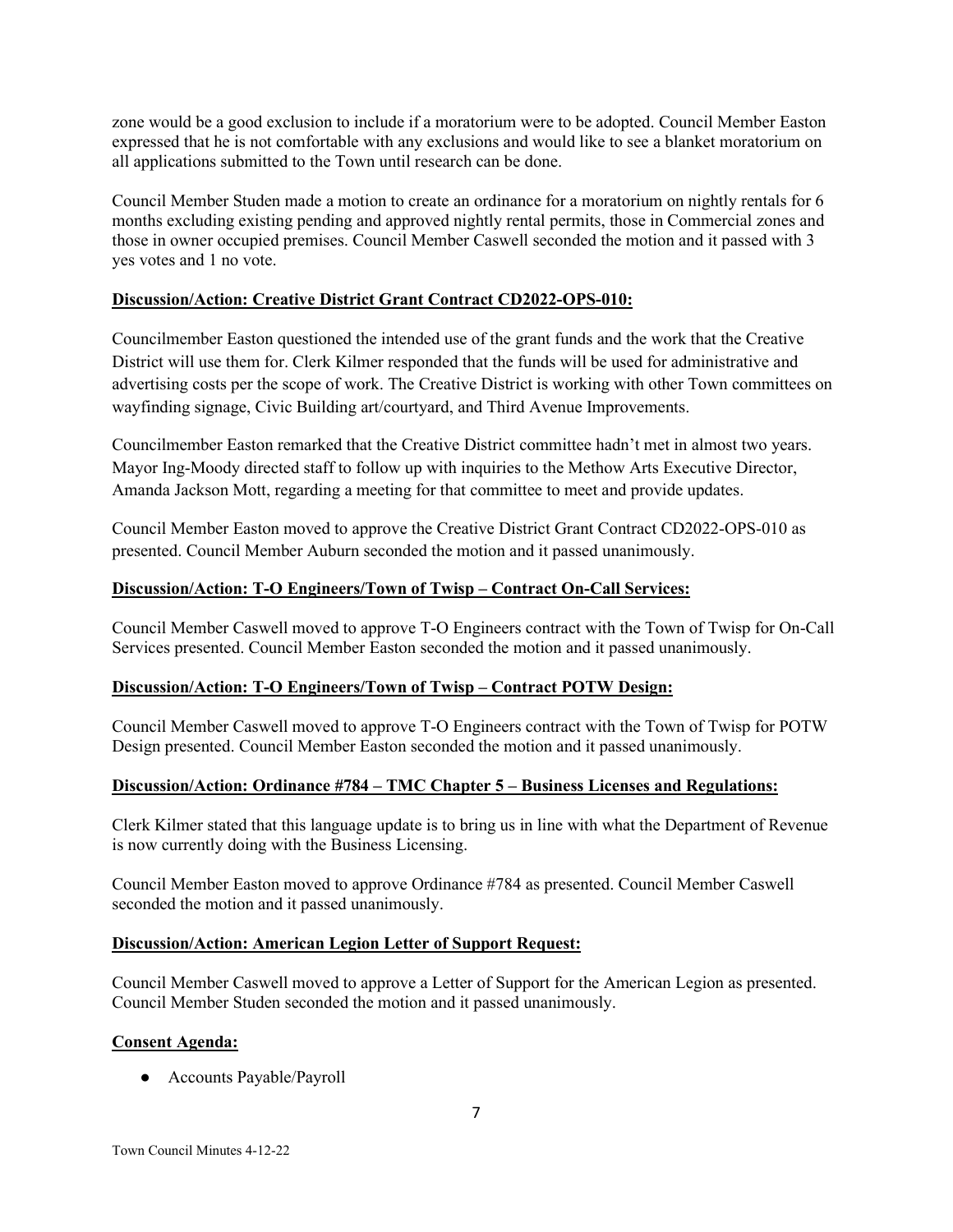zone would be a good exclusion to include if a moratorium were to be adopted. Council Member Easton expressed that he is not comfortable with any exclusions and would like to see a blanket moratorium on all applications submitted to the Town until research can be done.

Council Member Studen made a motion to create an ordinance for a moratorium on nightly rentals for 6 months excluding existing pending and approved nightly rental permits, those in Commercial zones and those in owner occupied premises. Council Member Caswell seconded the motion and it passed with 3 yes votes and 1 no vote.

**Discussion/Action: Creative District Grant Contract CD2022-OPS-010:**

Councilmember Easton questioned the intended use of the grant funds and the work that the Creative District will use them for. Clerk Kilmer responded that the funds will be used for administrative and advertising costs per the scope of work. The Creative District is working with other Town committees on wayfinding signage, Civic Building art/courtyard, and Third Avenue Improvements.

Councilmember Easton remarked that the Creative District committee hadn't met in almost two years. Mayor Ing-Moody directed staff to follow up with inquiries to the Methow Arts Executive Director, Amanda Jackson Mott, regarding a meeting for that committee to meet and provide updates.

Council Member Easton moved to approve the Creative District Grant Contract CD2022-OPS-010 as presented. Council Member Auburn seconded the motion and it passed unanimously.

**Discussion/Action: T-O Engineers/Town of Twisp – Contract On-Call Services:**

Council Member Caswell moved to approve T-O Engineers contract with the Town of Twisp for On-Call Services presented. Council Member Easton seconded the motion and it passed unanimously.

**Discussion/Action: T-O Engineers/Town of Twisp – Contract POTW Design:**

Council Member Caswell moved to approve T-O Engineers contract with the Town of Twisp for POTW Design presented. Council Member Easton seconded the motion and it passed unanimously.

**Discussion/Action: Ordinance #784 – TMC Chapter 5 – Business Licenses and Regulations:**

Clerk Kilmer stated that this language update is to bring us in line with what the Department of Revenue is now currently doing with the Business Licensing.

Council Member Easton moved to approve Ordinance #784 as presented. Council Member Caswell seconded the motion and it passed unanimously.

**Discussion/Action: American Legion Letter of Support Request:**

Council Member Caswell moved to approve a Letter of Support for the American Legion as presented. Council Member Studen seconded the motion and it passed unanimously.

**Consent Agenda:**

- Accounts Payable/Payroll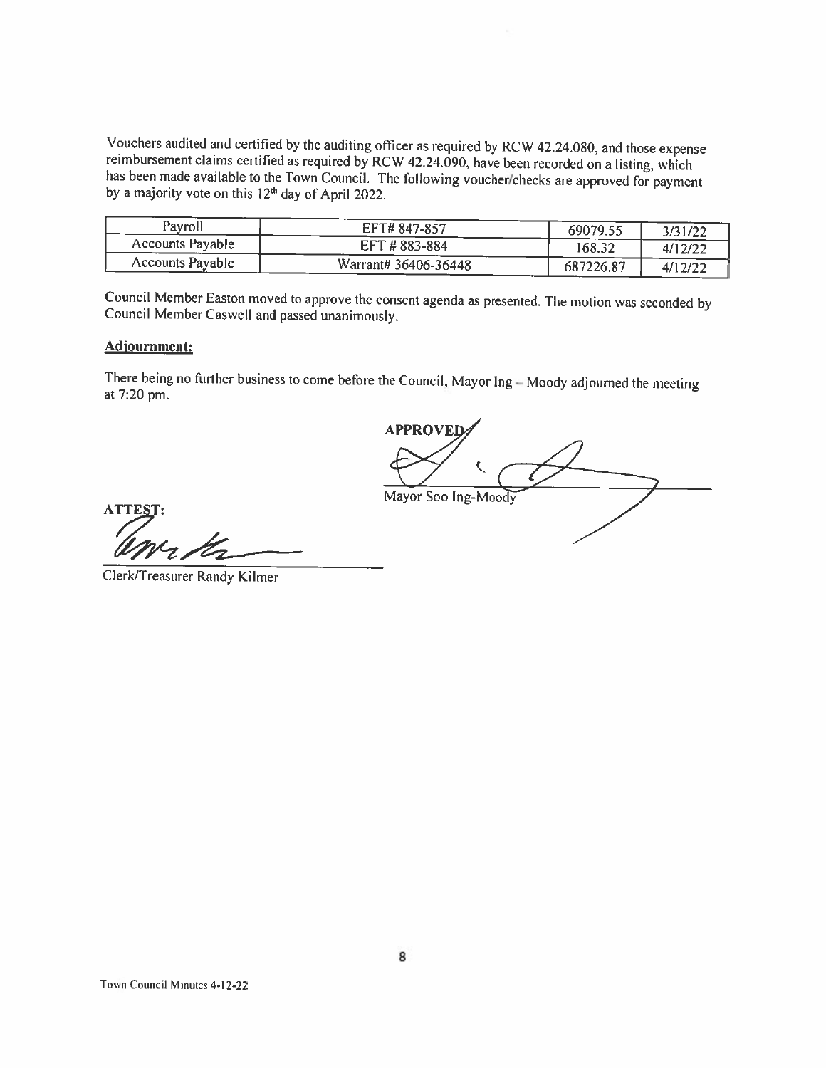Vouchers audited and certified by the auditing officer as required by RCW 42.24.080, and those expense reimbursement claims certified as required by RCW 42.24.090, have been recorded on a listing, which has been made available to the Town Council. The following voucher/checks are approved for payment by a majority vote on this 12th day of April 2022.

| | | | |
|---|---|---|---|
| Payroll | EFT# 847-857 | 69079.55 | 3/31/22 |
| Accounts Payable | EFT # 883-884 | 168.32 | 4/12/22 |
| Accounts Payable | Warrant# 36406-36448 | 687226.87 | 4/12/22 |

Council Member Easton moved to approve the consent agenda as presented. The motion was seconded by Council Member Caswell and passed unanimously.

**Adjournment:**

There being no further business to come before the Council, Mayor Ing – Moody adjourned the meeting at 7:20 pm.

**APPROVED:**

Mayor Soo Ing-Moody

**ATTEST:**

Clerk/Treasurer Randy Kilmer